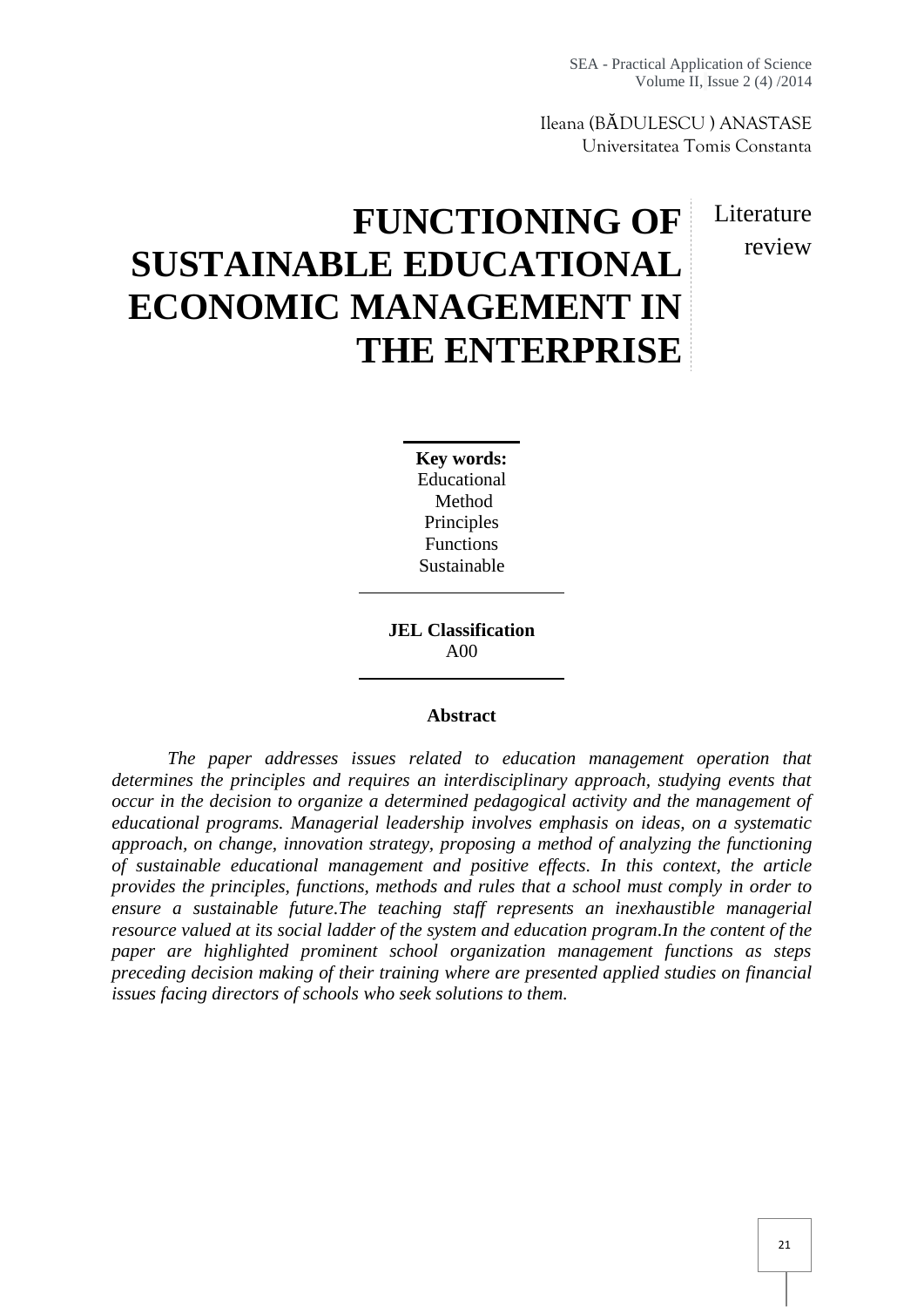Ileana (BĂDULESCU ) ANASTASE
Universitatea Tomis Constanta

# FUNCTIONING OF SUSTAINABLE EDUCATIONAL ECONOMIC MANAGEMENT IN THE ENTERPRISE

Literature review

**Key words:**
Educational
Method
Principles
Functions
Sustainable

**JEL Classification**
A00

**Abstract**

*The paper addresses issues related to education management operation that determines the principles and requires an interdisciplinary approach, studying events that occur in the decision to organize a determined pedagogical activity and the management of educational programs. Managerial leadership involves emphasis on ideas, on a systematic approach, on change, innovation strategy, proposing a method of analyzing the functioning of sustainable educational management and positive effects. In this context, the article provides the principles, functions, methods and rules that a school must comply in order to ensure a sustainable future.The teaching staff represents an inexhaustible managerial resource valued at its social ladder of the system and education program.In the content of the paper are highlighted prominent school organization management functions as steps preceding decision making of their training where are presented applied studies on financial issues facing directors of schools who seek solutions to them.*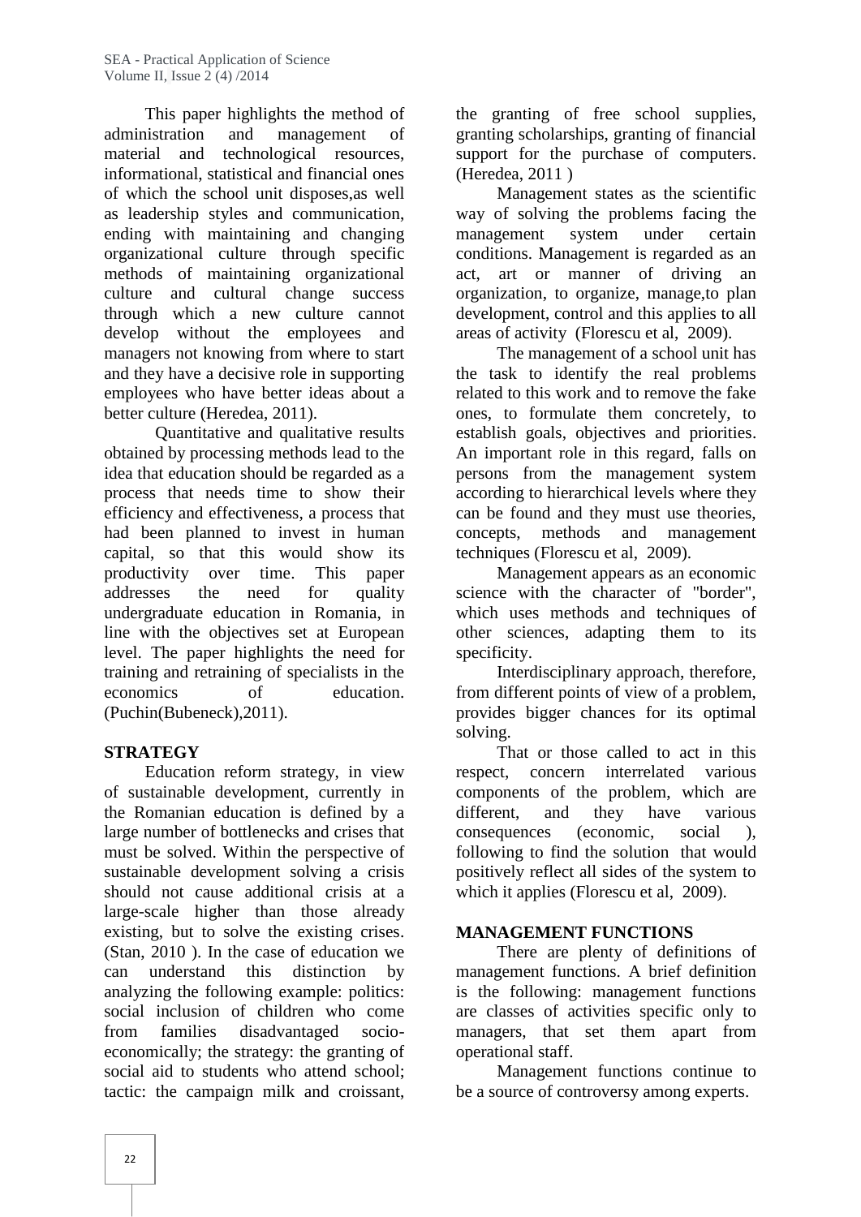This paper highlights the method of administration and management of material and technological resources, informational, statistical and financial ones of which the school unit disposes,as well as leadership styles and communication, ending with maintaining and changing organizational culture through specific methods of maintaining organizational culture and cultural change success through which a new culture cannot develop without the employees and managers not knowing from where to start and they have a decisive role in supporting employees who have better ideas about a better culture (Heredea, 2011).

Quantitative and qualitative results obtained by processing methods lead to the idea that education should be regarded as a process that needs time to show their efficiency and effectiveness, a process that had been planned to invest in human capital, so that this would show its productivity over time. This paper addresses the need for quality undergraduate education in Romania, in line with the objectives set at European level. The paper highlights the need for training and retraining of specialists in the economics of education. (Puchin(Bubeneck),2011).

## STRATEGY

Education reform strategy, in view of sustainable development, currently in the Romanian education is defined by a large number of bottlenecks and crises that must be solved. Within the perspective of sustainable development solving a crisis should not cause additional crisis at a large-scale higher than those already existing, but to solve the existing crises. (Stan, 2010 ). In the case of education we can understand this distinction by analyzing the following example: politics: social inclusion of children who come from families disadvantaged socio-economically; the strategy: the granting of social aid to students who attend school; tactic: the campaign milk and croissant, the granting of free school supplies, granting scholarships, granting of financial support for the purchase of computers. (Heredea, 2011 )

Management states as the scientific way of solving the problems facing the management system under certain conditions. Management is regarded as an act, art or manner of driving an organization, to organize, manage,to plan development, control and this applies to all areas of activity (Florescu et al, 2009).

The management of a school unit has the task to identify the real problems related to this work and to remove the fake ones, to formulate them concretely, to establish goals, objectives and priorities. An important role in this regard, falls on persons from the management system according to hierarchical levels where they can be found and they must use theories, concepts, methods and management techniques (Florescu et al, 2009).

Management appears as an economic science with the character of "border", which uses methods and techniques of other sciences, adapting them to its specificity.

Interdisciplinary approach, therefore, from different points of view of a problem, provides bigger chances for its optimal solving.

That or those called to act in this respect, concern interrelated various components of the problem, which are different, and they have various consequences (economic, social ), following to find the solution that would positively reflect all sides of the system to which it applies (Florescu et al, 2009).

## MANAGEMENT FUNCTIONS

There are plenty of definitions of management functions. A brief definition is the following: management functions are classes of activities specific only to managers, that set them apart from operational staff.

Management functions continue to be a source of controversy among experts.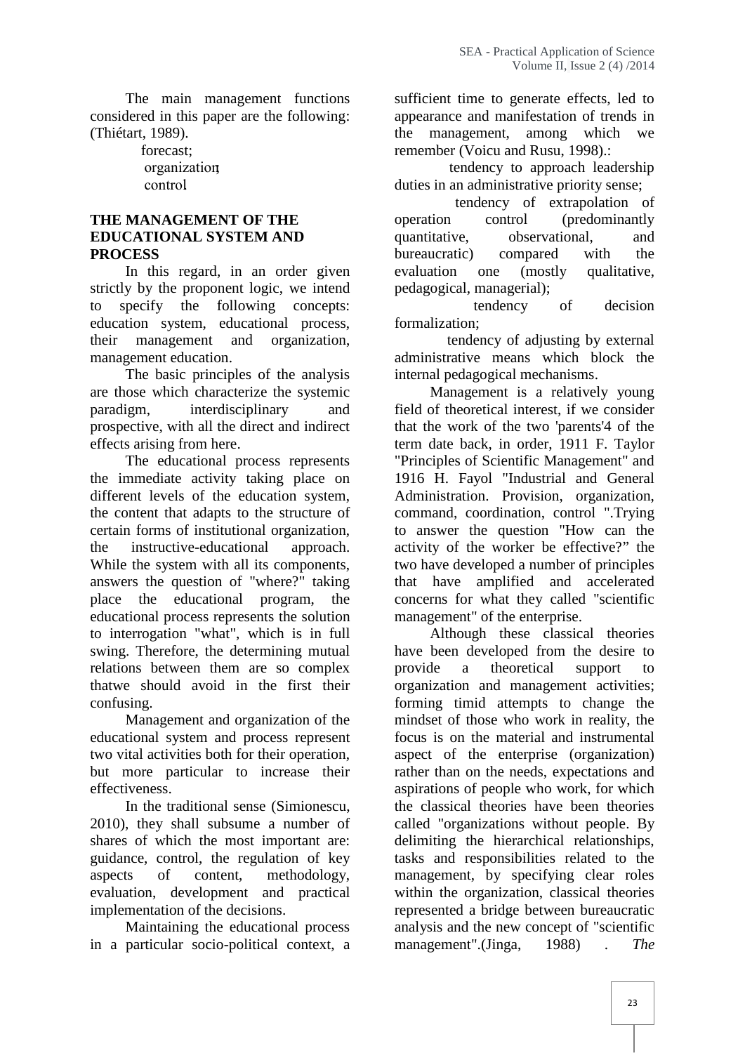The main management functions considered in this paper are the following: (Thiétart, 1989).

- forecast;
- organization;
- control.

## THE MANAGEMENT OF THE EDUCATIONAL SYSTEM AND PROCESS

In this regard, in an order given strictly by the proponent logic, we intend to specify the following concepts: education system, educational process, their management and organization, management education.

The basic principles of the analysis are those which characterize the systemic paradigm, interdisciplinary and prospective, with all the direct and indirect effects arising from here.

The educational process represents the immediate activity taking place on different levels of the education system, the content that adapts to the structure of certain forms of institutional organization, the instructive-educational approach. While the system with all its components, answers the question of "where?" taking place the educational program, the educational process represents the solution to interrogation "what", which is in full swing. Therefore, the determining mutual relations between them are so complex thatwe should avoid in the first their confusing.

Management and organization of the educational system and process represent two vital activities both for their operation, but more particular to increase their effectiveness.

In the traditional sense (Simionescu, 2010), they shall subsume a number of shares of which the most important are: guidance, control, the regulation of key aspects of content, methodology, evaluation, development and practical implementation of the decisions.

Maintaining the educational process in a particular socio-political context, a sufficient time to generate effects, led to appearance and manifestation of trends in the management, among which we remember (Voicu and Rusu, 1998).:

- tendency to approach leadership duties in an administrative priority sense;
- tendency of extrapolation of operation control (predominantly quantitative, observational, and bureaucratic) compared with the evaluation one (mostly qualitative, pedagogical, managerial);
- tendency of decision formalization;
- tendency of adjusting by external administrative means which block the internal pedagogical mechanisms.

Management is a relatively young field of theoretical interest, if we consider that the work of the two 'parents'4 of the term date back, in order, 1911 F. Taylor "Principles of Scientific Management" and 1916 H. Fayol "Industrial and General Administration. Provision, organization, command, coordination, control ".Trying to answer the question "How can the activity of the worker be effective?" the two have developed a number of principles that have amplified and accelerated concerns for what they called "scientific management" of the enterprise.

Although these classical theories have been developed from the desire to provide a theoretical support to organization and management activities; forming timid attempts to change the mindset of those who work in reality, the focus is on the material and instrumental aspect of the enterprise (organization) rather than on the needs, expectations and aspirations of people who work, for which the classical theories have been theories called "organizations without people. By delimiting the hierarchical relationships, tasks and responsibilities related to the management, by specifying clear roles within the organization, classical theories represented a bridge between bureaucratic analysis and the new concept of "scientific management".(Jinga, 1988) . *The*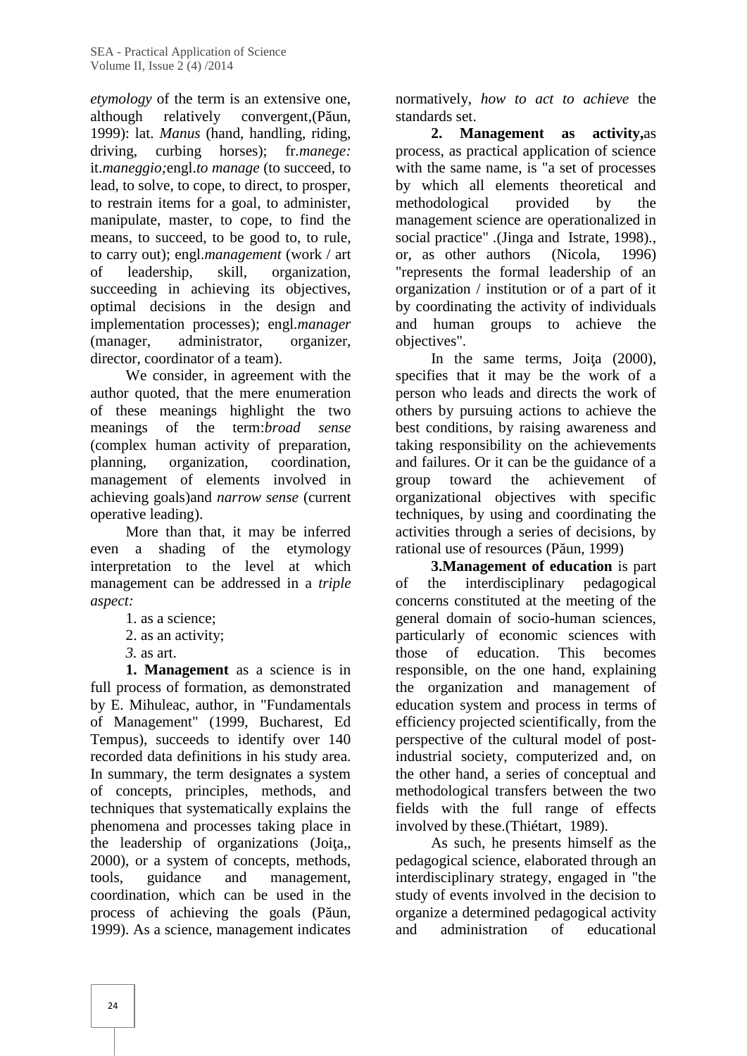*etymology* of the term is an extensive one, although relatively convergent,(Păun, 1999): lat. *Manus* (hand, handling, riding, driving, curbing horses); fr.*manege:* it.*maneggio;*engl.*to manage* (to succeed, to lead, to solve, to cope, to direct, to prosper, to restrain items for a goal, to administer, manipulate, master, to cope, to find the means, to succeed, to be good to, to rule, to carry out); engl.*management* (work / art of leadership, skill, organization, succeeding in achieving its objectives, optimal decisions in the design and implementation processes); engl.*manager* (manager, administrator, organizer, director, coordinator of a team).

We consider, in agreement with the author quoted, that the mere enumeration of these meanings highlight the two meanings of the term:*broad sense* (complex human activity of preparation, planning, organization, coordination, management of elements involved in achieving goals)and *narrow sense* (current operative leading).

More than that, it may be inferred even a shading of the etymology interpretation to the level at which management can be addressed in a *triple aspect:*

1. as a science;
2. as an activity;
3. as art.

**1. Management** as a science is in full process of formation, as demonstrated by E. Mihuleac, author, in "Fundamentals of Management" (1999, Bucharest, Ed Tempus), succeeds to identify over 140 recorded data definitions in his study area. In summary, the term designates a system of concepts, principles, methods, and techniques that systematically explains the phenomena and processes taking place in the leadership of organizations (Joiţa,, 2000), or a system of concepts, methods, tools, guidance and management, coordination, which can be used in the process of achieving the goals (Păun, 1999). As a science, management indicates normatively, *how to act to achieve* the standards set.

**2. Management as activity,**as process, as practical application of science with the same name, is "a set of processes by which all elements theoretical and methodological provided by the management science are operationalized in social practice" .(Jinga and Istrate, 1998)., or, as other authors (Nicola, 1996) "represents the formal leadership of an organization / institution or of a part of it by coordinating the activity of individuals and human groups to achieve the objectives".

In the same terms, Joiţa (2000), specifies that it may be the work of a person who leads and directs the work of others by pursuing actions to achieve the best conditions, by raising awareness and taking responsibility on the achievements and failures. Or it can be the guidance of a group toward the achievement of organizational objectives with specific techniques, by using and coordinating the activities through a series of decisions, by rational use of resources (Păun, 1999)

**3.Management of education** is part of the interdisciplinary pedagogical concerns constituted at the meeting of the general domain of socio-human sciences, particularly of economic sciences with those of education. This becomes responsible, on the one hand, explaining the organization and management of education system and process in terms of efficiency projected scientifically, from the perspective of the cultural model of post-industrial society, computerized and, on the other hand, a series of conceptual and methodological transfers between the two fields with the full range of effects involved by these.(Thiétart, 1989).

As such, he presents himself as the pedagogical science, elaborated through an interdisciplinary strategy, engaged in "the study of events involved in the decision to organize a determined pedagogical activity and administration of educational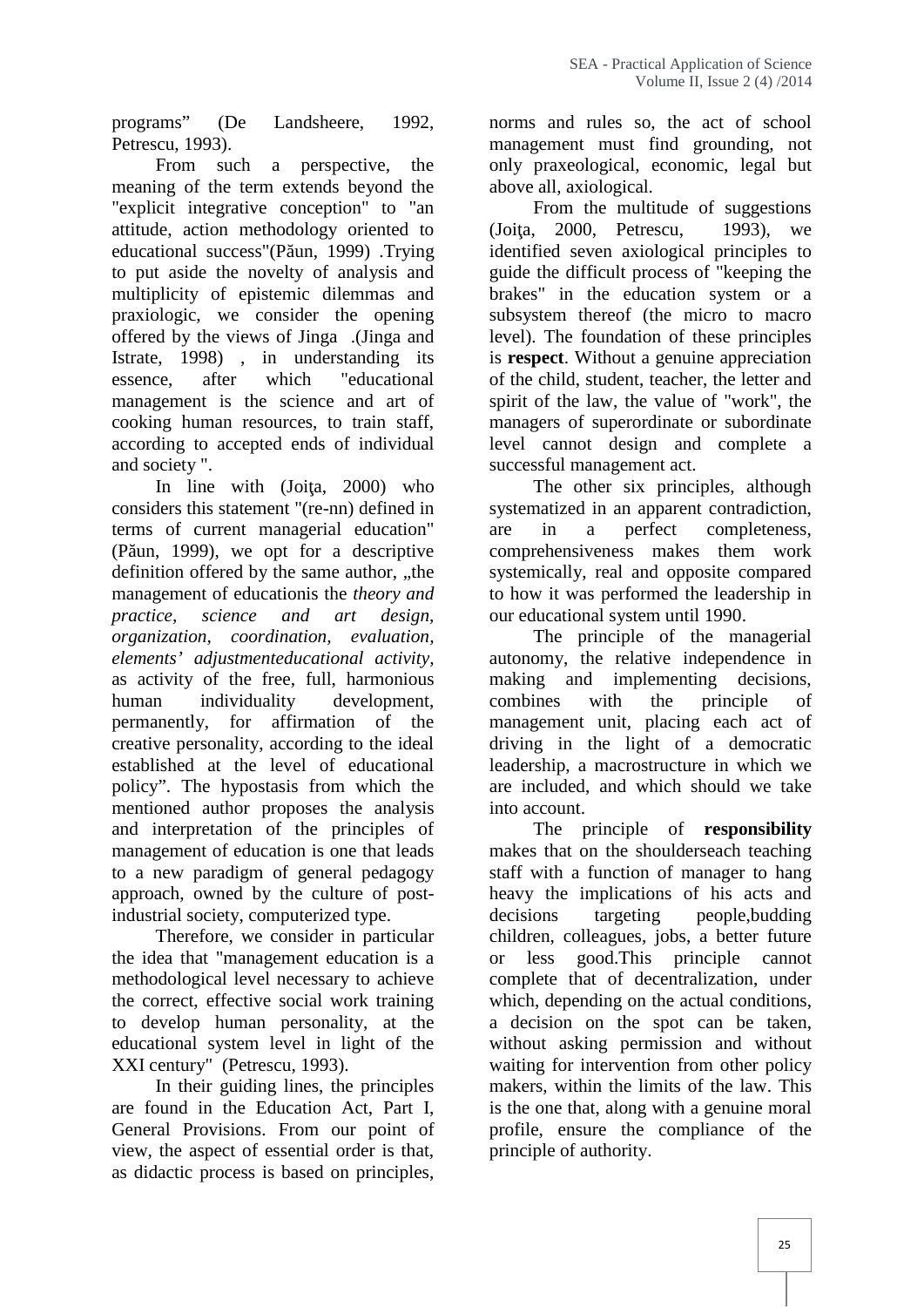programs" (De Landsheere, 1992, Petrescu, 1993).

From such a perspective, the meaning of the term extends beyond the "explicit integrative conception" to "an attitude, action methodology oriented to educational success"(Păun, 1999) .Trying to put aside the novelty of analysis and multiplicity of epistemic dilemmas and praxiologic, we consider the opening offered by the views of Jinga .(Jinga and Istrate, 1998) , in understanding its essence, after which "educational management is the science and art of cooking human resources, to train staff, according to accepted ends of individual and society ".

In line with (Joiţa, 2000) who considers this statement "(re-nn) defined in terms of current managerial education" (Păun, 1999), we opt for a descriptive definition offered by the same author, „the management of educationis the *theory and practice, science and art design, organization, coordination, evaluation, elements' adjustmenteducational activity,* as activity of the free, full, harmonious human individuality development, permanently, for affirmation of the creative personality, according to the ideal established at the level of educational policy". The hypostasis from which the mentioned author proposes the analysis and interpretation of the principles of management of education is one that leads to a new paradigm of general pedagogy approach, owned by the culture of post-industrial society, computerized type.

Therefore, we consider in particular the idea that "management education is a methodological level necessary to achieve the correct, effective social work training to develop human personality, at the educational system level in light of the XXI century" (Petrescu, 1993).

In their guiding lines, the principles are found in the Education Act, Part I, General Provisions. From our point of view, the aspect of essential order is that, as didactic process is based on principles, norms and rules so, the act of school management must find grounding, not only praxeological, economic, legal but above all, axiological.

From the multitude of suggestions (Joiţa, 2000, Petrescu, 1993), we identified seven axiological principles to guide the difficult process of "keeping the brakes" in the education system or a subsystem thereof (the micro to macro level). The foundation of these principles is **respect**. Without a genuine appreciation of the child, student, teacher, the letter and spirit of the law, the value of "work", the managers of superordinate or subordinate level cannot design and complete a successful management act.

The other six principles, although systematized in an apparent contradiction, are in a perfect completeness, comprehensiveness makes them work systemically, real and opposite compared to how it was performed the leadership in our educational system until 1990.

The principle of the managerial autonomy, the relative independence in making and implementing decisions, combines with the principle of management unit, placing each act of driving in the light of a democratic leadership, a macrostructure in which we are included, and which should we take into account.

The principle of **responsibility** makes that on the shoulderseach teaching staff with a function of manager to hang heavy the implications of his acts and decisions targeting people,budding children, colleagues, jobs, a better future or less good.This principle cannot complete that of decentralization, under which, depending on the actual conditions, a decision on the spot can be taken, without asking permission and without waiting for intervention from other policy makers, within the limits of the law. This is the one that, along with a genuine moral profile, ensure the compliance of the principle of authority.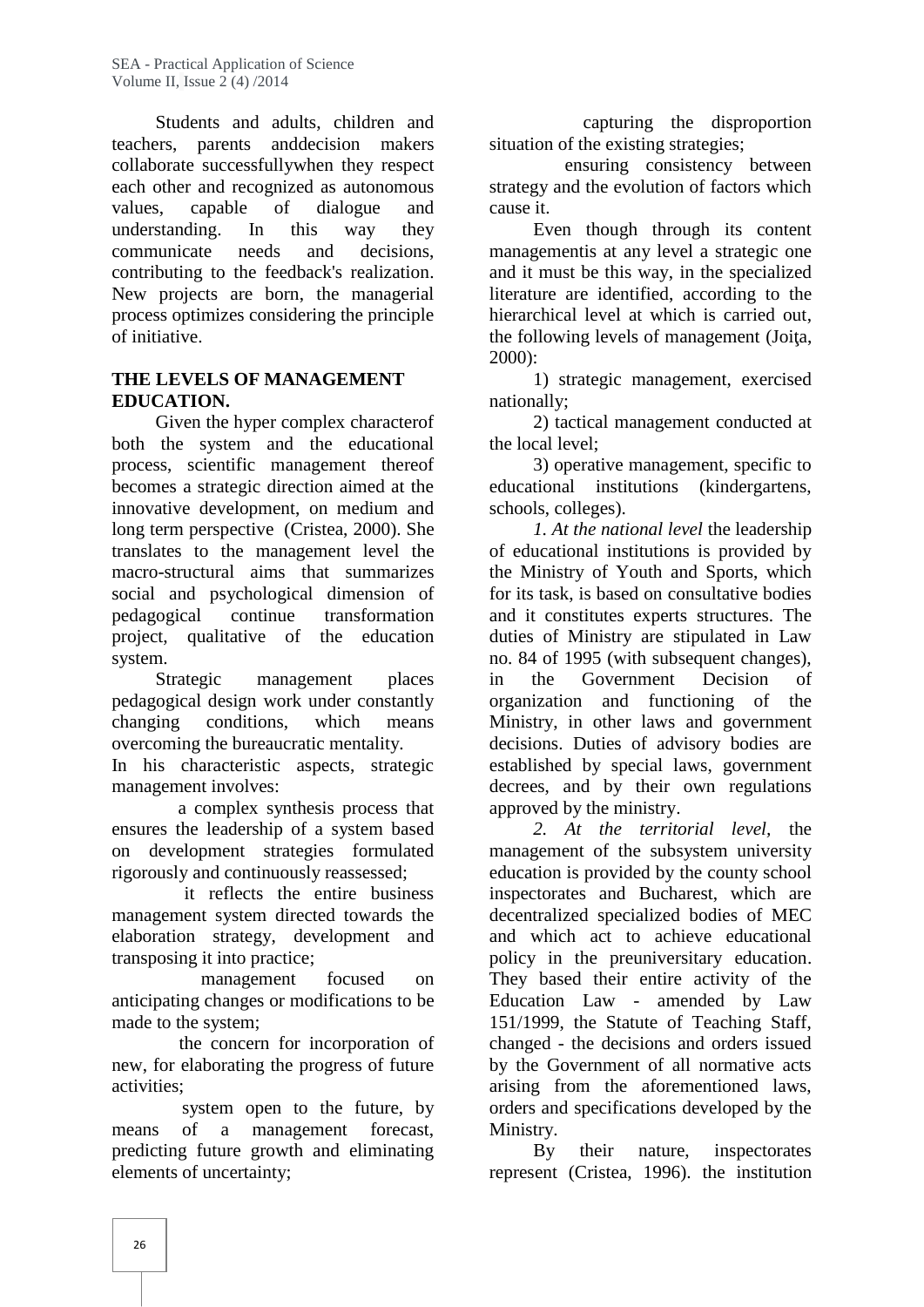Students and adults, children and teachers, parents anddecision makers collaborate successfullywhen they respect each other and recognized as autonomous values, capable of dialogue and understanding. In this way they communicate needs and decisions, contributing to the feedback's realization. New projects are born, the managerial process optimizes considering the principle of initiative.

## THE LEVELS OF MANAGEMENT EDUCATION.

Given the hyper complex characterof both the system and the educational process, scientific management thereof becomes a strategic direction aimed at the innovative development, on medium and long term perspective (Cristea, 2000). She translates to the management level the macro-structural aims that summarizes social and psychological dimension of pedagogical continue transformation project, qualitative of the education system.

Strategic management places pedagogical design work under constantly changing conditions, which means overcoming the bureaucratic mentality.

In his characteristic aspects, strategic management involves:

- a complex synthesis process that ensures the leadership of a system based on development strategies formulated rigorously and continuously reassessed;
- it reflects the entire business management system directed towards the elaboration strategy, development and transposing it into practice;
- management focused on anticipating changes or modifications to be made to the system;
- the concern for incorporation of new, for elaborating the progress of future activities;
- system open to the future, by means of a management forecast, predicting future growth and eliminating elements of uncertainty;
- capturing the disproportion situation of the existing strategies;
- ensuring consistency between strategy and the evolution of factors which cause it.

Even though through its content managementis at any level a strategic one and it must be this way, in the specialized literature are identified, according to the hierarchical level at which is carried out, the following levels of management (Joiţa, 2000):

1) strategic management, exercised nationally;

2) tactical management conducted at the local level;

3) operative management, specific to educational institutions (kindergartens, schools, colleges).

*1. At the national level* the leadership of educational institutions is provided by the Ministry of Youth and Sports, which for its task, is based on consultative bodies and it constitutes experts structures. The duties of Ministry are stipulated in Law no. 84 of 1995 (with subsequent changes), in the Government Decision of organization and functioning of the Ministry, in other laws and government decisions. Duties of advisory bodies are established by special laws, government decrees, and by their own regulations approved by the ministry.

*2. At the territorial level,* the management of the subsystem university education is provided by the county school inspectorates and Bucharest, which are decentralized specialized bodies of MEC and which act to achieve educational policy in the preuniversitary education. They based their entire activity of the Education Law - amended by Law 151/1999, the Statute of Teaching Staff, changed - the decisions and orders issued by the Government of all normative acts arising from the aforementioned laws, orders and specifications developed by the Ministry.

By their nature, inspectorates represent (Cristea, 1996). the institution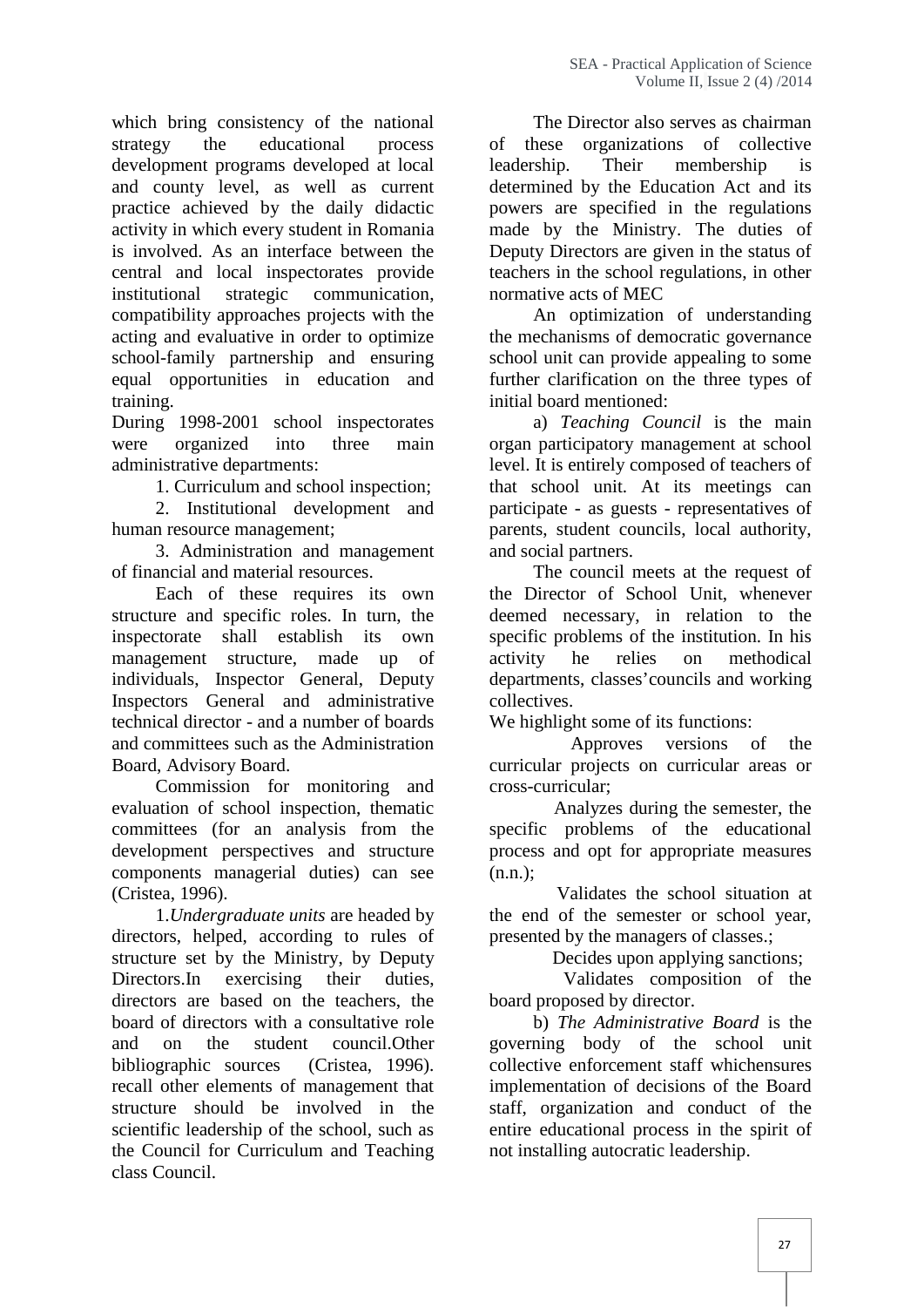which bring consistency of the national strategy the educational process development programs developed at local and county level, as well as current practice achieved by the daily didactic activity in which every student in Romania is involved. As an interface between the central and local inspectorates provide institutional strategic communication, compatibility approaches projects with the acting and evaluative in order to optimize school-family partnership and ensuring equal opportunities in education and training.

During 1998-2001 school inspectorates were organized into three main administrative departments:

1. Curriculum and school inspection;
2. Institutional development and human resource management;
3. Administration and management of financial and material resources.

Each of these requires its own structure and specific roles. In turn, the inspectorate shall establish its own management structure, made up of individuals, Inspector General, Deputy Inspectors General and administrative technical director - and a number of boards and committees such as the Administration Board, Advisory Board.

Commission for monitoring and evaluation of school inspection, thematic committees (for an analysis from the development perspectives and structure components managerial duties) can see (Cristea, 1996).

1. *Undergraduate units* are headed by directors, helped, according to rules of structure set by the Ministry, by Deputy Directors.In exercising their duties, directors are based on the teachers, the board of directors with a consultative role and on the student council.Other bibliographic sources (Cristea, 1996). recall other elements of management that structure should be involved in the scientific leadership of the school, such as the Council for Curriculum and Teaching class Council.

The Director also serves as chairman of these organizations of collective leadership. Their membership is determined by the Education Act and its powers are specified in the regulations made by the Ministry. The duties of Deputy Directors are given in the status of teachers in the school regulations, in other normative acts of MEC

An optimization of understanding the mechanisms of democratic governance school unit can provide appealing to some further clarification on the three types of initial board mentioned:

a) *Teaching Council* is the main organ participatory management at school level. It is entirely composed of teachers of that school unit. At its meetings can participate - as guests - representatives of parents, student councils, local authority, and social partners.

The council meets at the request of the Director of School Unit, whenever deemed necessary, in relation to the specific problems of the institution. In his activity he relies on methodical departments, classes'councils and working collectives.

We highlight some of its functions:

- Approves versions of the curricular projects on curricular areas or cross-curricular;
- Analyzes during the semester, the specific problems of the educational process and opt for appropriate measures (n.n.);
- Validates the school situation at the end of the semester or school year, presented by the managers of classes.;
- Decides upon applying sanctions;
- Validates composition of the board proposed by director.

b) *The Administrative Board* is the governing body of the school unit collective enforcement staff whichensures implementation of decisions of the Board staff, organization and conduct of the entire educational process in the spirit of not installing autocratic leadership.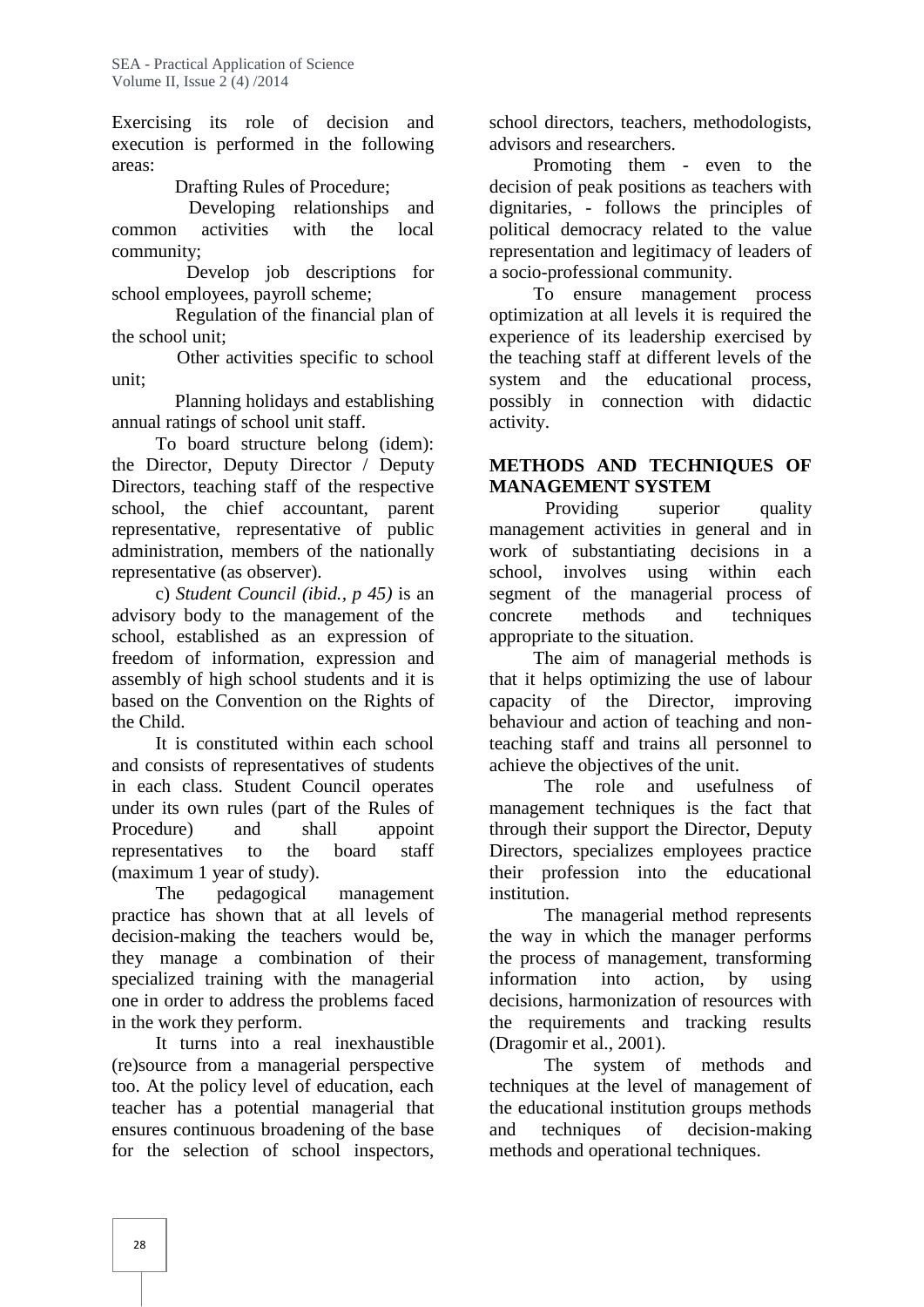Exercising its role of decision and execution is performed in the following areas:

Drafting Rules of Procedure;

Developing relationships and common activities with the local community;

Develop job descriptions for school employees, payroll scheme;

Regulation of the financial plan of the school unit;

Other activities specific to school unit;

Planning holidays and establishing annual ratings of school unit staff.

To board structure belong (idem): the Director, Deputy Director / Deputy Directors, teaching staff of the respective school, the chief accountant, parent representative, representative of public administration, members of the nationally representative (as observer).

c) *Student Council (ibid., p 45)* is an advisory body to the management of the school, established as an expression of freedom of information, expression and assembly of high school students and it is based on the Convention on the Rights of the Child.

It is constituted within each school and consists of representatives of students in each class. Student Council operates under its own rules (part of the Rules of Procedure) and shall appoint representatives to the board staff (maximum 1 year of study).

The pedagogical management practice has shown that at all levels of decision-making the teachers would be, they manage a combination of their specialized training with the managerial one in order to address the problems faced in the work they perform.

It turns into a real inexhaustible (re)source from a managerial perspective too. At the policy level of education, each teacher has a potential managerial that ensures continuous broadening of the base for the selection of school inspectors, school directors, teachers, methodologists, advisors and researchers.

Promoting them - even to the decision of peak positions as teachers with dignitaries, - follows the principles of political democracy related to the value representation and legitimacy of leaders of a socio-professional community.

To ensure management process optimization at all levels it is required the experience of its leadership exercised by the teaching staff at different levels of the system and the educational process, possibly in connection with didactic activity.

## METHODS AND TECHNIQUES OF MANAGEMENT SYSTEM

Providing superior quality management activities in general and in work of substantiating decisions in a school, involves using within each segment of the managerial process of concrete methods and techniques appropriate to the situation.

The aim of managerial methods is that it helps optimizing the use of labour capacity of the Director, improving behaviour and action of teaching and non-teaching staff and trains all personnel to achieve the objectives of the unit.

The role and usefulness of management techniques is the fact that through their support the Director, Deputy Directors, specializes employees practice their profession into the educational institution.

The managerial method represents the way in which the manager performs the process of management, transforming information into action, by using decisions, harmonization of resources with the requirements and tracking results (Dragomir et al., 2001).

The system of methods and techniques at the level of management of the educational institution groups methods and techniques of decision-making methods and operational techniques.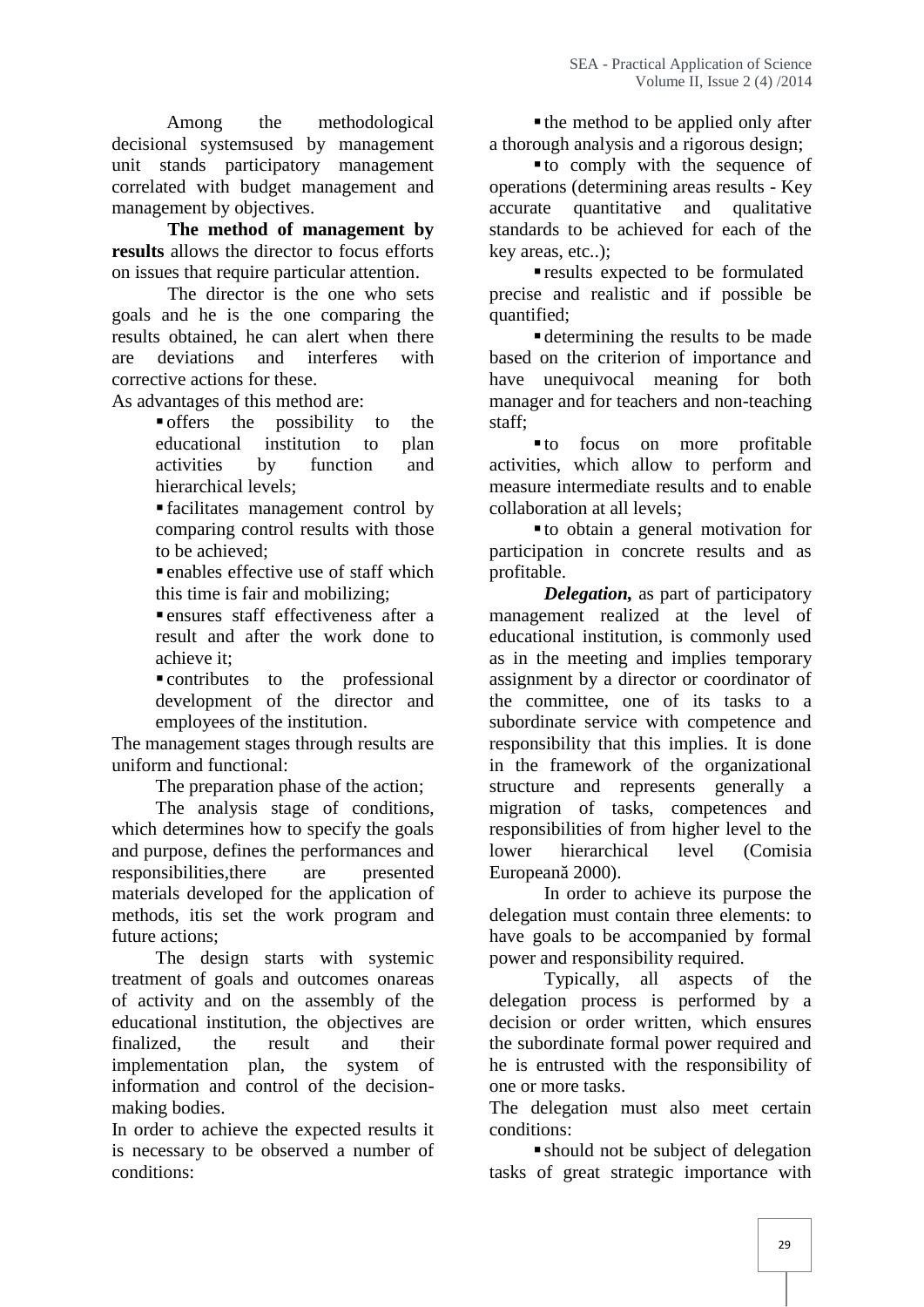Among the methodological decisional systemsused by management unit stands participatory management correlated with budget management and management by objectives.

**The method of management by results** allows the director to focus efforts on issues that require particular attention.

The director is the one who sets goals and he is the one comparing the results obtained, he can alert when there are deviations and interferes with corrective actions for these.

As advantages of this method are:

- offers the possibility to the educational institution to plan activities by function and hierarchical levels;
- facilitates management control by comparing control results with those to be achieved;
- enables effective use of staff which this time is fair and mobilizing;
- ensures staff effectiveness after a result and after the work done to achieve it;
- contributes to the professional development of the director and employees of the institution.

The management stages through results are uniform and functional:

The preparation phase of the action;

The analysis stage of conditions, which determines how to specify the goals and purpose, defines the performances and responsibilities,there are presented materials developed for the application of methods, itis set the work program and future actions;

The design starts with systemic treatment of goals and outcomes onareas of activity and on the assembly of the educational institution, the objectives are finalized, the result and their implementation plan, the system of information and control of the decision-making bodies.

In order to achieve the expected results it is necessary to be observed a number of conditions:

- the method to be applied only after a thorough analysis and a rigorous design;
- to comply with the sequence of operations (determining areas results - Key accurate quantitative and qualitative standards to be achieved for each of the key areas, etc..);
- results expected to be formulated precise and realistic and if possible be quantified;
- determining the results to be made based on the criterion of importance and have unequivocal meaning for both manager and for teachers and non-teaching staff;
- to focus on more profitable activities, which allow to perform and measure intermediate results and to enable collaboration at all levels;
- to obtain a general motivation for participation in concrete results and as profitable.

***Delegation,*** as part of participatory management realized at the level of educational institution, is commonly used as in the meeting and implies temporary assignment by a director or coordinator of the committee, one of its tasks to a subordinate service with competence and responsibility that this implies. It is done in the framework of the organizational structure and represents generally a migration of tasks, competences and responsibilities of from higher level to the lower hierarchical level (Comisia Europeană 2000).

In order to achieve its purpose the delegation must contain three elements: to have goals to be accompanied by formal power and responsibility required.

Typically, all aspects of the delegation process is performed by a decision or order written, which ensures the subordinate formal power required and he is entrusted with the responsibility of one or more tasks.

The delegation must also meet certain conditions:

- should not be subject of delegation tasks of great strategic importance with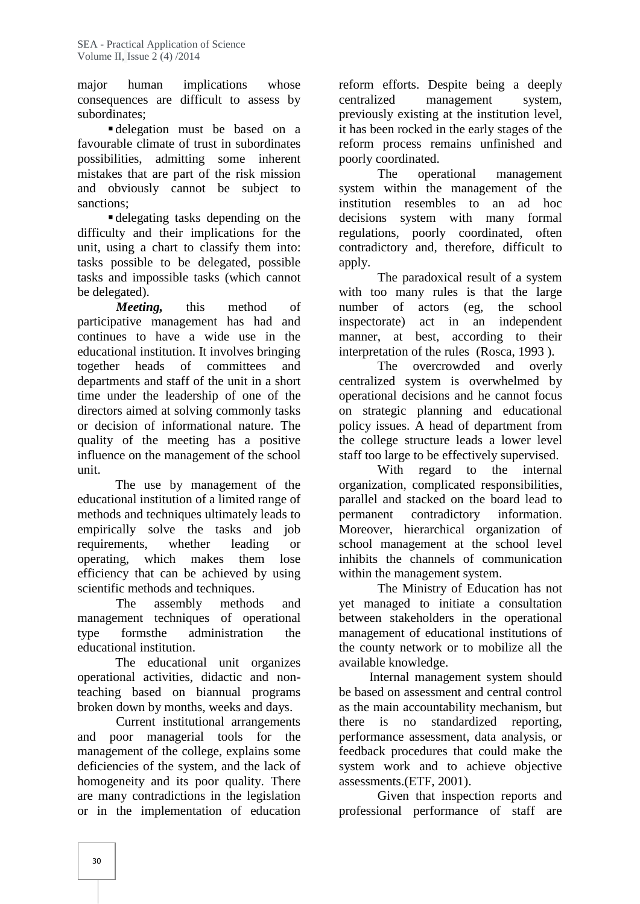major human implications whose consequences are difficult to assess by subordinates;

- delegation must be based on a favourable climate of trust in subordinates possibilities, admitting some inherent mistakes that are part of the risk mission and obviously cannot be subject to sanctions;
- delegating tasks depending on the difficulty and their implications for the unit, using a chart to classify them into: tasks possible to be delegated, possible tasks and impossible tasks (which cannot be delegated).

***Meeting,*** this method of participative management has had and continues to have a wide use in the educational institution. It involves bringing together heads of committees and departments and staff of the unit in a short time under the leadership of one of the directors aimed at solving commonly tasks or decision of informational nature. The quality of the meeting has a positive influence on the management of the school unit.

The use by management of the educational institution of a limited range of methods and techniques ultimately leads to empirically solve the tasks and job requirements, whether leading or operating, which makes them lose efficiency that can be achieved by using scientific methods and techniques.

The assembly methods and management techniques of operational type formsthe administration the educational institution.

The educational unit organizes operational activities, didactic and non-teaching based on biannual programs broken down by months, weeks and days.

Current institutional arrangements and poor managerial tools for the management of the college, explains some deficiencies of the system, and the lack of homogeneity and its poor quality. There are many contradictions in the legislation or in the implementation of education reform efforts. Despite being a deeply centralized management system, previously existing at the institution level, it has been rocked in the early stages of the reform process remains unfinished and poorly coordinated.

The operational management system within the management of the institution resembles to an ad hoc decisions system with many formal regulations, poorly coordinated, often contradictory and, therefore, difficult to apply.

The paradoxical result of a system with too many rules is that the large number of actors (eg, the school inspectorate) act in an independent manner, at best, according to their interpretation of the rules (Rosca, 1993 ).

The overcrowded and overly centralized system is overwhelmed by operational decisions and he cannot focus on strategic planning and educational policy issues. A head of department from the college structure leads a lower level staff too large to be effectively supervised.

With regard to the internal organization, complicated responsibilities, parallel and stacked on the board lead to permanent contradictory information. Moreover, hierarchical organization of school management at the school level inhibits the channels of communication within the management system.

The Ministry of Education has not yet managed to initiate a consultation between stakeholders in the operational management of educational institutions of the county network or to mobilize all the available knowledge.

Internal management system should be based on assessment and central control as the main accountability mechanism, but there is no standardized reporting, performance assessment, data analysis, or feedback procedures that could make the system work and to achieve objective assessments.(ETF, 2001).

Given that inspection reports and professional performance of staff are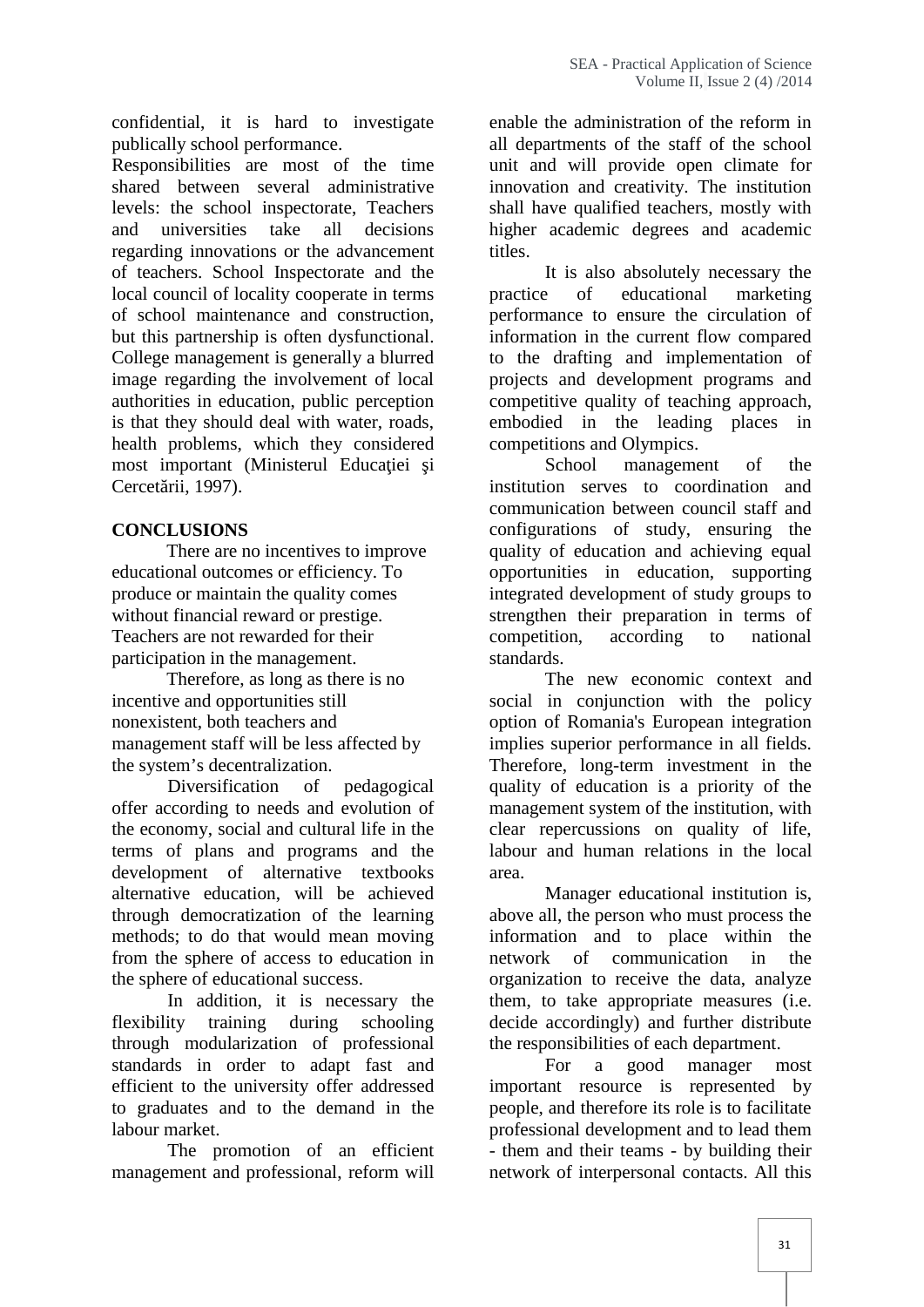confidential, it is hard to investigate publically school performance.

Responsibilities are most of the time shared between several administrative levels: the school inspectorate, Teachers and universities take all decisions regarding innovations or the advancement of teachers. School Inspectorate and the local council of locality cooperate in terms of school maintenance and construction, but this partnership is often dysfunctional. College management is generally a blurred image regarding the involvement of local authorities in education, public perception is that they should deal with water, roads, health problems, which they considered most important (Ministerul Educaţiei şi Cercetării, 1997).

## CONCLUSIONS

There are no incentives to improve educational outcomes or efficiency. To produce or maintain the quality comes without financial reward or prestige. Teachers are not rewarded for their participation in the management.

Therefore, as long as there is no incentive and opportunities still nonexistent, both teachers and management staff will be less affected by the system's decentralization.

Diversification of pedagogical offer according to needs and evolution of the economy, social and cultural life in the terms of plans and programs and the development of alternative textbooks alternative education, will be achieved through democratization of the learning methods; to do that would mean moving from the sphere of access to education in the sphere of educational success.

In addition, it is necessary the flexibility training during schooling through modularization of professional standards in order to adapt fast and efficient to the university offer addressed to graduates and to the demand in the labour market.

The promotion of an efficient management and professional, reform will enable the administration of the reform in all departments of the staff of the school unit and will provide open climate for innovation and creativity. The institution shall have qualified teachers, mostly with higher academic degrees and academic titles.

It is also absolutely necessary the practice of educational marketing performance to ensure the circulation of information in the current flow compared to the drafting and implementation of projects and development programs and competitive quality of teaching approach, embodied in the leading places in competitions and Olympics.

School management of the institution serves to coordination and communication between council staff and configurations of study, ensuring the quality of education and achieving equal opportunities in education, supporting integrated development of study groups to strengthen their preparation in terms of competition, according to national standards.

The new economic context and social in conjunction with the policy option of Romania's European integration implies superior performance in all fields. Therefore, long-term investment in the quality of education is a priority of the management system of the institution, with clear repercussions on quality of life, labour and human relations in the local area.

Manager educational institution is, above all, the person who must process the information and to place within the network of communication in the organization to receive the data, analyze them, to take appropriate measures (i.e. decide accordingly) and further distribute the responsibilities of each department.

For a good manager most important resource is represented by people, and therefore its role is to facilitate professional development and to lead them - them and their teams - by building their network of interpersonal contacts. All this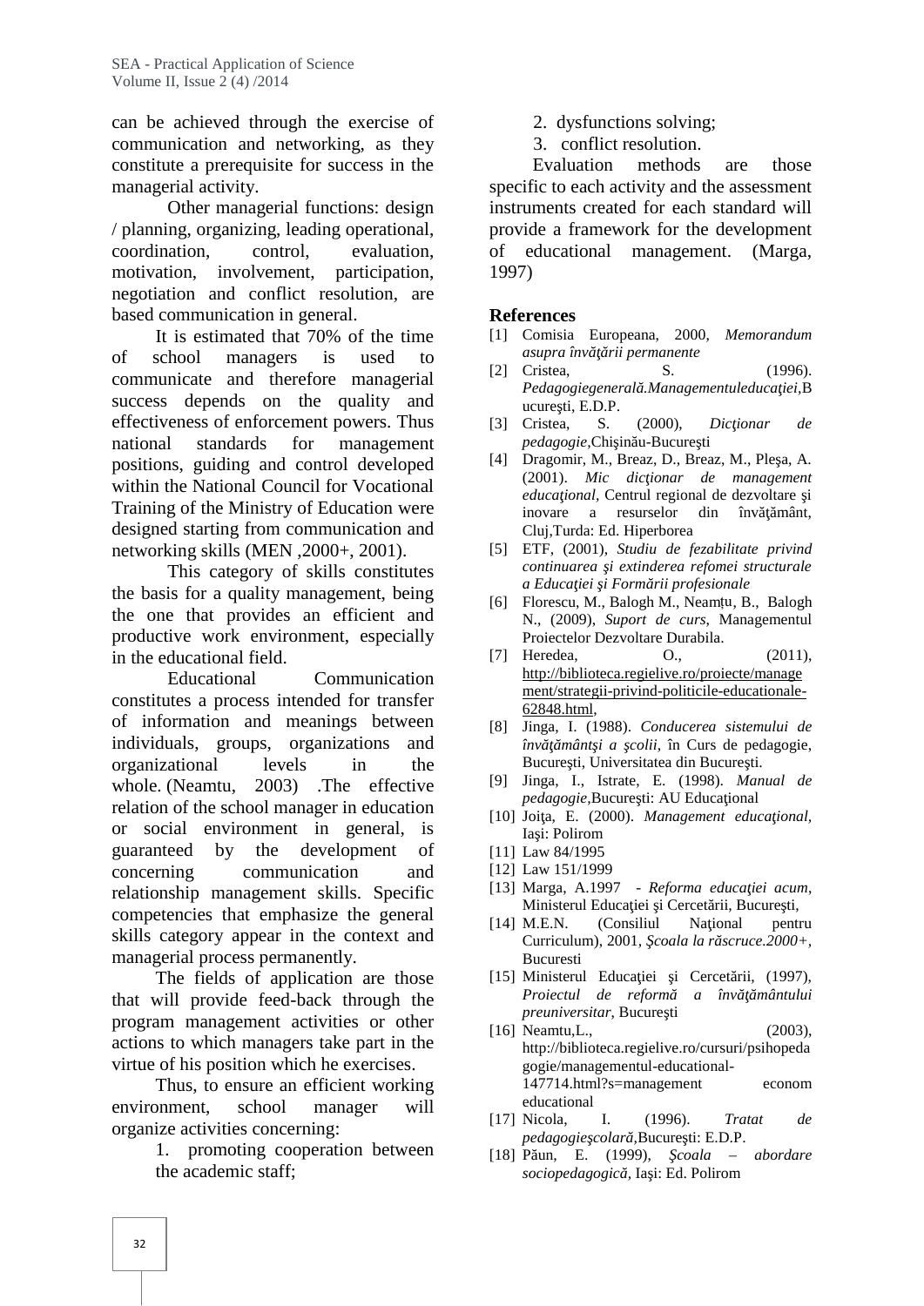can be achieved through the exercise of communication and networking, as they constitute a prerequisite for success in the managerial activity.

Other managerial functions: design / planning, organizing, leading operational, coordination, control, evaluation, motivation, involvement, participation, negotiation and conflict resolution, are based communication in general.

It is estimated that 70% of the time of school managers is used to communicate and therefore managerial success depends on the quality and effectiveness of enforcement powers. Thus national standards for management positions, guiding and control developed within the National Council for Vocational Training of the Ministry of Education were designed starting from communication and networking skills (MEN ,2000+, 2001).

This category of skills constitutes the basis for a quality management, being the one that provides an efficient and productive work environment, especially in the educational field.

Educational Communication constitutes a process intended for transfer of information and meanings between individuals, groups, organizations and organizational levels in the whole. (Neamtu, 2003) .The effective relation of the school manager in education or social environment in general, is guaranteed by the development of concerning communication and relationship management skills. Specific competencies that emphasize the general skills category appear in the context and managerial process permanently.

The fields of application are those that will provide feed-back through the program management activities or other actions to which managers take part in the virtue of his position which he exercises.

Thus, to ensure an efficient working environment, school manager will organize activities concerning:

1. promoting cooperation between the academic staff;
2. dysfunctions solving;
3. conflict resolution.

Evaluation methods are those specific to each activity and the assessment instruments created for each standard will provide a framework for the development of educational management. (Marga, 1997)

## References

[1] Comisia Europeana, 2000, *Memorandum asupra învăţării permanente*

[2] Cristea, S. (1996). *Pedagogiegenerală.Managementuleducaţiei*,Bucureşti, E.D.P.

[3] Cristea, S. (2000), *Dicţionar de pedagogie*,Chişinău-Bucureşti

[4] Dragomir, M., Breaz, D., Breaz, M., Pleşa, A. (2001). *Mic dicţionar de management educaţional*, Centrul regional de dezvoltare şi inovare a resurselor din învăţământ, Cluj,Turda: Ed. Hiperborea

[5] ETF, (2001), *Studiu de fezabilitate privind continuarea şi extinderea refomei structurale a Educaţiei şi Formării profesionale*

[6] Florescu, M., Balogh M., Neamțu, B., Balogh N., (2009), *Suport de curs*, Managementul Proiectelor Dezvoltare Durabila.

[7] Heredea, O., (2011), http://biblioteca.regielive.ro/proiecte/management/strategii-privind-politicile-educationale-62848.html,

[8] Jinga, I. (1988). *Conducerea sistemului de învăţământşi a şcolii*, în Curs de pedagogie, Bucureşti, Universitatea din Bucureşti.

[9] Jinga, I., Istrate, E. (1998). *Manual de pedagogie*,Bucureşti: AU Educaţional

[10] Joiţa, E. (2000). *Management educaţional*, Iaşi: Polirom

[11] Law 84/1995

[12] Law 151/1999

[13] Marga, A.1997 - *Reforma educaţiei acum*, Ministerul Educaţiei şi Cercetării, Bucureşti,

[14] M.E.N. (Consiliul Naţional pentru Curriculum), 2001, *Şcoala la răscruce.2000+*, Bucuresti

[15] Ministerul Educaţiei şi Cercetării, (1997), *Proiectul de reformă a învăţământului preuniversitar*, Bucureşti

[16] Neamtu,L., (2003), http://biblioteca.regielive.ro/cursuri/psihopedagogie/managementul-educational-147714.html?s=management econom educational

[17] Nicola, I. (1996). *Tratat de pedagogieşcolară*,Bucureşti: E.D.P.

[18] Păun, E. (1999), *Şcoala – abordare sociopedagogică*, Iaşi: Ed. Polirom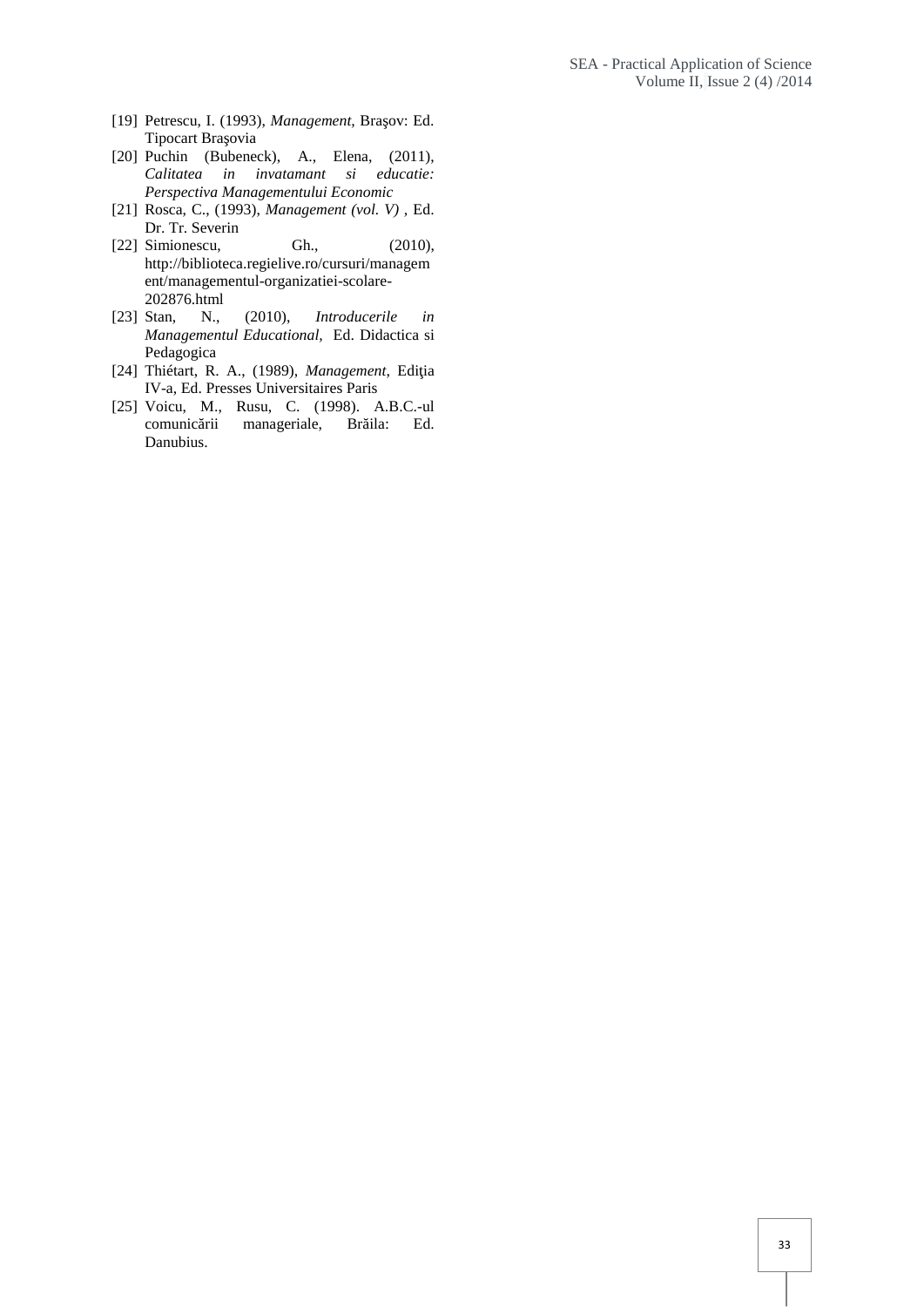[19] Petrescu, I. (1993), *Management*, Braşov: Ed. Tipocart Braşovia

[20] Puchin (Bubeneck), A., Elena, (2011), *Calitatea in invatamant si educatie: Perspectiva Managementului Economic*

[21] Rosca, C., (1993), *Management (vol. V)* , Ed. Dr. Tr. Severin

[22] Simionescu, Gh., (2010), http://biblioteca.regielive.ro/cursuri/management/managementul-organizatiei-scolare-202876.html

[23] Stan, N., (2010), *Introducerile in Managementul Educational*, Ed. Didactica si Pedagogica

[24] Thiétart, R. A., (1989), *Management*, Ediţia IV-a, Ed. Presses Universitaires Paris

[25] Voicu, M., Rusu, C. (1998). A.B.C.-ul comunicării manageriale, Brăila: Ed. Danubius.